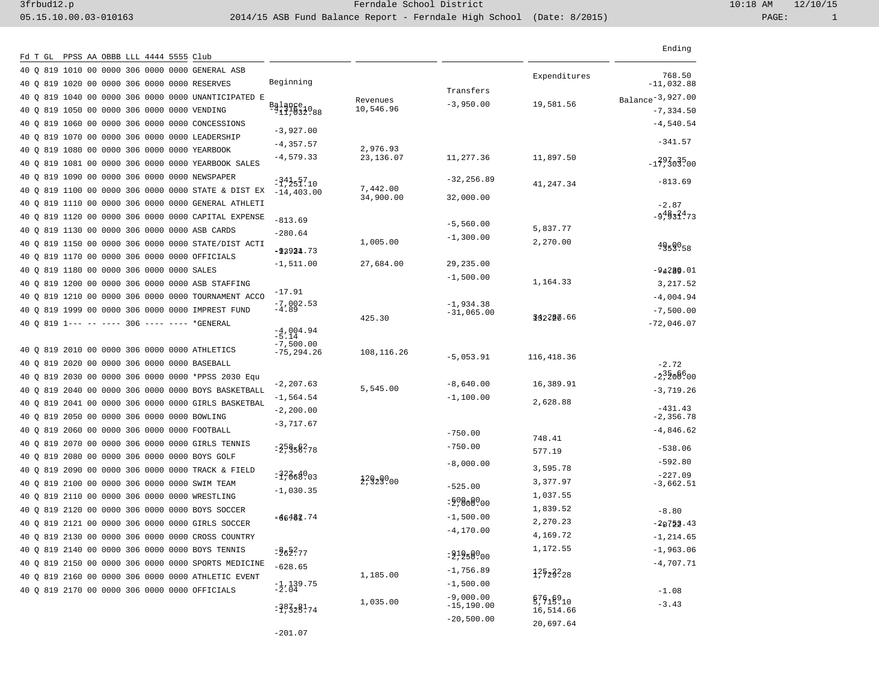# 2014/15 ASB Fund Balance Report - Ferndale High School (Date: 8/2015)

Ferndale School District

| Fd T GL PPSS AA OBBB LLL 4444 5555 | Club | Beginning Balance | Revenues | Transfers | Expenditures | Ending Balance |
|---|---|---|---|---|---|---|
| 40 Q 819 1010 00 0000 306 0000 0000 | GENERAL ASB | -4,316.10 | 10,546.96 | -3,950.00 | 19,581.56 | 768.50 |
| 40 Q 819 1020 00 0000 306 0000 0000 | RESERVES | -11,032.88 | | | | -11,032.88 |
| 40 Q 819 1040 00 0000 306 0000 0000 | UNANTICIPATED E | -3,927.00 | | | | -3,927.00 |
| 40 Q 819 1050 00 0000 306 0000 0000 | VENDING | -4,357.57 | 2,976.93 | | | -7,334.50 |
| 40 Q 819 1060 00 0000 306 0000 0000 | CONCESSIONS | -4,579.33 | 23,136.07 | 11,277.36 | 11,897.50 | -4,540.54 |
| 40 Q 819 1070 00 0000 306 0000 0000 | LEADERSHIP | -341.57 | | | | -341.57 |
| 40 Q 819 1080 00 0000 306 0000 0000 | YEARBOOK | -1,251.10 | 7,442.00 | -32,256.89 | 41,247.34 | 297.35 |
| 40 Q 819 1081 00 0000 306 0000 0000 | YEARBOOK SALES | -14,403.00 | 34,900.00 | 32,000.00 | | -17,303.00 |
| 40 Q 819 1090 00 0000 306 0000 0000 | NEWSPAPER | -813.69 | | | | -813.69 |
| 40 Q 819 1100 00 0000 306 0000 0000 | STATE & DIST EX | -280.64 | | -5,560.00 | 5,837.77 | -2.87 |
| 40 Q 819 1110 00 0000 306 0000 0000 | GENERAL ATHLETI | -13.24 | 1,005.00 | -1,300.00 | 2,270.00 | -48.24 |
| 40 Q 819 1120 00 0000 306 0000 0000 | CAPITAL EXPENSE | -9,931.73 | | | | -9,931.73 |
| 40 Q 819 1130 00 0000 306 0000 0000 | ASB CARDS | -1,511.00 | 27,684.00 | 29,235.00 | | 40.00 |
| 40 Q 819 1150 00 0000 306 0000 0000 | STATE/DIST ACTI | -17.91 | | -1,500.00 | 1,164.33 | -353.58 |
| 40 Q 819 1170 00 0000 306 0000 0000 | OFFICIALS | -4.89 | | | | -4.89 |
| 40 Q 819 1180 00 0000 306 0000 0000 | SALES | -7,002.53 | 425.30 | -1,934.38 | 132.20 | -9,230.01 |
| 40 Q 819 1200 00 0000 306 0000 0000 | ASB STAFFING | -5.14 | | -31,065.00 | 34,287.66 | 3,217.52 |
| 40 Q 819 1210 00 0000 306 0000 0000 | TOURNAMENT ACCO | -4,004.94 | | | | -4,004.94 |
| 40 Q 819 1999 00 0000 306 0000 0000 | IMPREST FUND | -7,500.00 | | | | -7,500.00 |
| 40 Q 819 1--- -- ---- 306 ---- ---- | *GENERAL | -75,294.26 | 108,116.26 | -5,053.91 | 116,418.36 | -72,046.07 |
| | | | | | | |
| 40 Q 819 2010 00 0000 306 0000 0000 | ATHLETICS | -2,207.63 | 5,545.00 | -8,640.00 | 16,389.91 | -2.72 |
| 40 Q 819 2020 00 0000 306 0000 0000 | BASEBALL | -1,564.54 | | -1,100.00 | 2,628.88 | -35.66 |
| 40 Q 819 2030 00 0000 306 0000 0000 | *PPSS 2030 Equ | -2,200.00 | | | | -2,200.00 |
| 40 Q 819 2040 00 0000 306 0000 0000 | BOYS BASKETBALL | -3,717.67 | | -750.00 | 748.41 | -3,719.26 |
| 40 Q 819 2041 00 0000 306 0000 0000 | GIRLS BASKETBAL | -258.62 | | -750.00 | 577.19 | -431.43 |
| 40 Q 819 2050 00 0000 306 0000 0000 | BOWLING | -2,356.78 | | | | -2,356.78 |
| 40 Q 819 2060 00 0000 306 0000 0000 | FOOTBALL | -322.40 | 120.00 | -8,000.00 | 3,595.78 | -4,846.62 |
| 40 Q 819 2070 00 0000 306 0000 0000 | GIRLS TENNIS | -1,068.03 | 2,323.00 | -525.00 | 3,377.97 | -538.06 |
| 40 Q 819 2080 00 0000 306 0000 0000 | BOYS GOLF | -1,030.35 | | -600.00 | 1,037.55 | -592.80 |
| 40 Q 819 2090 00 0000 306 0000 0000 | TRACK & FIELD | -66.61 | | -2,000.00 | 1,839.52 | -227.09 |
| 40 Q 819 2100 00 0000 306 0000 0000 | SWIM TEAM | -4,432.74 | | -1,500.00 | 2,270.23 | -3,662.51 |
| 40 Q 819 2110 00 0000 306 0000 0000 | WRESTLING | -8.52 | | -4,170.00 | 4,169.72 | -8.80 |
| 40 Q 819 2120 00 0000 306 0000 0000 | BOYS SOCCER | -262.77 | | -910.00 | 1,172.55 | -0.22 |
| 40 Q 819 2121 00 0000 306 0000 0000 | GIRLS SOCCER | -628.65 | | -2,250.00 | 125.22 | -2,753.43 |
| 40 Q 819 2130 00 0000 306 0000 0000 | CROSS COUNTRY | -2.04 | 1,185.00 | -1,756.89 | 1,729.28 | -1,214.65 |
| 40 Q 819 2140 00 0000 306 0000 0000 | BOYS TENNIS | -1,139.75 | | -1,500.00 | 676.69 | -1,963.06 |
| 40 Q 819 2150 00 0000 306 0000 0000 | SPORTS MEDICINE | -387.81 | 1,035.00 | -9,000.00 | 5,715.10 | -4,707.71 |
| 40 Q 819 2160 00 0000 306 0000 0000 | ATHLETIC EVENT | -1,325.74 | | -15,190.00 | 16,514.66 | -1.08 |
| 40 Q 819 2170 00 0000 306 0000 0000 | OFFICIALS | -201.07 | | -20,500.00 | 20,697.64 | -3.43 |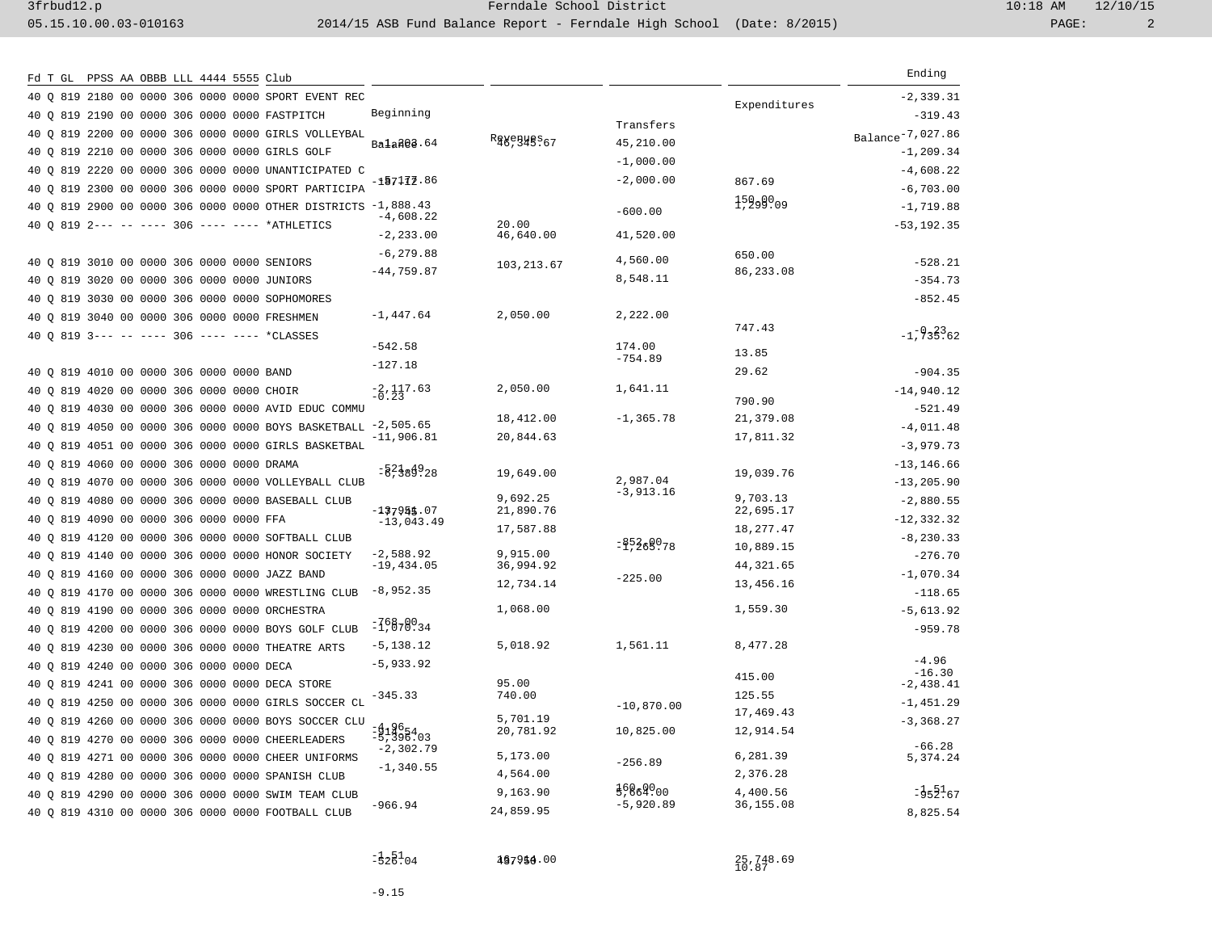| Fd T GL PPSS AA OBBB LLL 4444 5555 | Club | Beginning Balance | Revenues | Transfers | Expenditures | Ending Balance |
|---|---|---|---|---|---|---|
| 40 Q 819 2180 00 0000 306 0000 0000 | SPORT EVENT REC | -1,203.64 | 46,345.67 | 45,210.00 | | -2,339.31 |
| 40 Q 819 2190 00 0000 306 0000 0000 | FASTPITCH | -187.12 | | -1,000.00 | 867.69 | -319.43 |
| 40 Q 819 2200 00 0000 306 0000 0000 | GIRLS VOLLEYBAL | -5,177.86 | | -2,000.00 | 150.00 | -7,027.86 |
| 40 Q 819 2210 00 0000 306 0000 0000 | GIRLS GOLF | -1,888.43 | 20.00 | -600.00 | 1,299.09 | -1,209.34 |
| 40 Q 819 2220 00 0000 306 0000 0000 | UNANTICIPATED C | -4,608.22 | | | | -4,608.22 |
| 40 Q 819 2300 00 0000 306 0000 0000 | SPORT PARTICIPA | -2,233.00 | 46,640.00 | 41,520.00 | 650.00 | -6,703.00 |
| 40 Q 819 2900 00 0000 306 0000 0000 | OTHER DISTRICTS | -6,279.88 | | 4,560.00 | | -1,719.88 |
| 40 Q 819 2--- -- ---- 306 ---- ---- | *ATHLETICS | -44,759.87 | 103,213.67 | 8,548.11 | 86,233.08 | -53,192.35 |
| 40 Q 819 3010 00 0000 306 0000 0000 | SENIORS | -1,447.64 | 2,050.00 | 2,222.00 | 747.43 | -528.21 |
| 40 Q 819 3020 00 0000 306 0000 0000 | JUNIORS | -542.58 | | 174.00 | 13.85 | -354.73 |
| 40 Q 819 3030 00 0000 306 0000 0000 | SOPHOMORES | -127.18 | | -754.89 | 29.62 | -852.45 |
| 40 Q 819 3040 00 0000 306 0000 0000 | FRESHMEN | -0.23 | | | | -0.23 |
| 40 Q 819 3--- -- ---- 306 ---- ---- | *CLASSES | -2,117.63 | 2,050.00 | 1,641.11 | 790.90 | -1,735.62 |
| 40 Q 819 4010 00 0000 306 0000 0000 | BAND | -2,505.65 | 18,412.00 | -1,365.78 | 21,379.08 | -904.35 |
| 40 Q 819 4020 00 0000 306 0000 0000 | CHOIR | -11,906.81 | 20,844.63 | | 17,811.32 | -14,940.12 |
| 40 Q 819 4030 00 0000 306 0000 0000 | AVID EDUC COMMU | -521.49 | | | | -521.49 |
| 40 Q 819 4050 00 0000 306 0000 0000 | BOYS BASKETBALL | -6,389.28 | 19,649.00 | 2,987.04 | 19,039.76 | -4,011.48 |
| 40 Q 819 4051 00 0000 306 0000 0000 | GIRLS BASKETBAL | -77.45 | 9,692.25 | -3,913.16 | 9,703.13 | -3,979.73 |
| 40 Q 819 4060 00 0000 306 0000 0000 | DRAMA | -13,951.07 | 21,890.76 | | 22,695.17 | -13,146.66 |
| 40 Q 819 4070 00 0000 306 0000 0000 | VOLLEYBALL CLUB | -13,043.49 | 17,587.88 | -852.00 | 18,277.47 | -13,205.90 |
| 40 Q 819 4080 00 0000 306 0000 0000 | BASEBALL CLUB | -2,588.92 | 9,915.00 | -1,265.78 | 10,889.15 | -2,880.55 |
| 40 Q 819 4090 00 0000 306 0000 0000 | FFA | -19,434.05 | 36,994.92 | -225.00 | 44,321.65 | -12,332.32 |
| 40 Q 819 4120 00 0000 306 0000 0000 | SOFTBALL CLUB | -8,952.35 | 12,734.14 | | 13,456.16 | -8,230.33 |
| 40 Q 819 4140 00 0000 306 0000 0000 | HONOR SOCIETY | -768.00 | 1,068.00 | | 1,559.30 | -276.70 |
| 40 Q 819 4160 00 0000 306 0000 0000 | JAZZ BAND | -1,070.34 | | | | -1,070.34 |
| 40 Q 819 4170 00 0000 306 0000 0000 | WRESTLING CLUB | -5,138.12 | 5,018.92 | 1,561.11 | 8,477.28 | -118.65 |
| 40 Q 819 4190 00 0000 306 0000 0000 | ORCHESTRA | -5,933.92 | 95.00 | | 415.00 | -5,613.92 |
| 40 Q 819 4200 00 0000 306 0000 0000 | BOYS GOLF CLUB | -345.33 | 740.00 | | 125.55 | -959.78 |
| 40 Q 819 4230 00 0000 306 0000 0000 | THEATRE ARTS | -4.96 | | | | -4.96 |
| 40 Q 819 4240 00 0000 306 0000 0000 | DECA | -914.54 | 5,701.19 | -10,870.00 | 17,469.43 | -16.30 |
| 40 Q 819 4241 00 0000 306 0000 0000 | DECA STORE | -5,396.03 | 20,781.92 | 10,825.00 | 12,914.54 | -2,438.41 |
| 40 Q 819 4250 00 0000 306 0000 0000 | GIRLS SOCCER CL | -2,302.79 | 5,173.00 | -256.89 | 6,281.39 | -1,451.29 |
| 40 Q 819 4260 00 0000 306 0000 0000 | BOYS SOCCER CLU | -1,340.55 | 4,564.00 | 160.00 | 2,376.28 | -3,368.27 |
| 40 Q 819 4270 00 0000 306 0000 0000 | CHEERLEADERS | -966.94 | 9,163.90 | 5,664.00 | 4,400.56 | -66.28 |
| 40 Q 819 4271 00 0000 306 0000 0000 | CHEER UNIFORMS | | 24,859.95 | -5,920.89 | 36,155.08 | 5,374.24 |
| 40 Q 819 4280 00 0000 306 0000 0000 | SPANISH CLUB | -1.51 | | | | -1.51 |
| 40 Q 819 4290 00 0000 306 0000 0000 | SWIM TEAM CLUB | -526.04 | 437.50 | | 10.87 | -952.67 |
| 40 Q 819 4310 00 0000 306 0000 0000 | FOOTBALL CLUB | -9.15 | 16,914.00 | | 25,748.69 | 8,825.54 |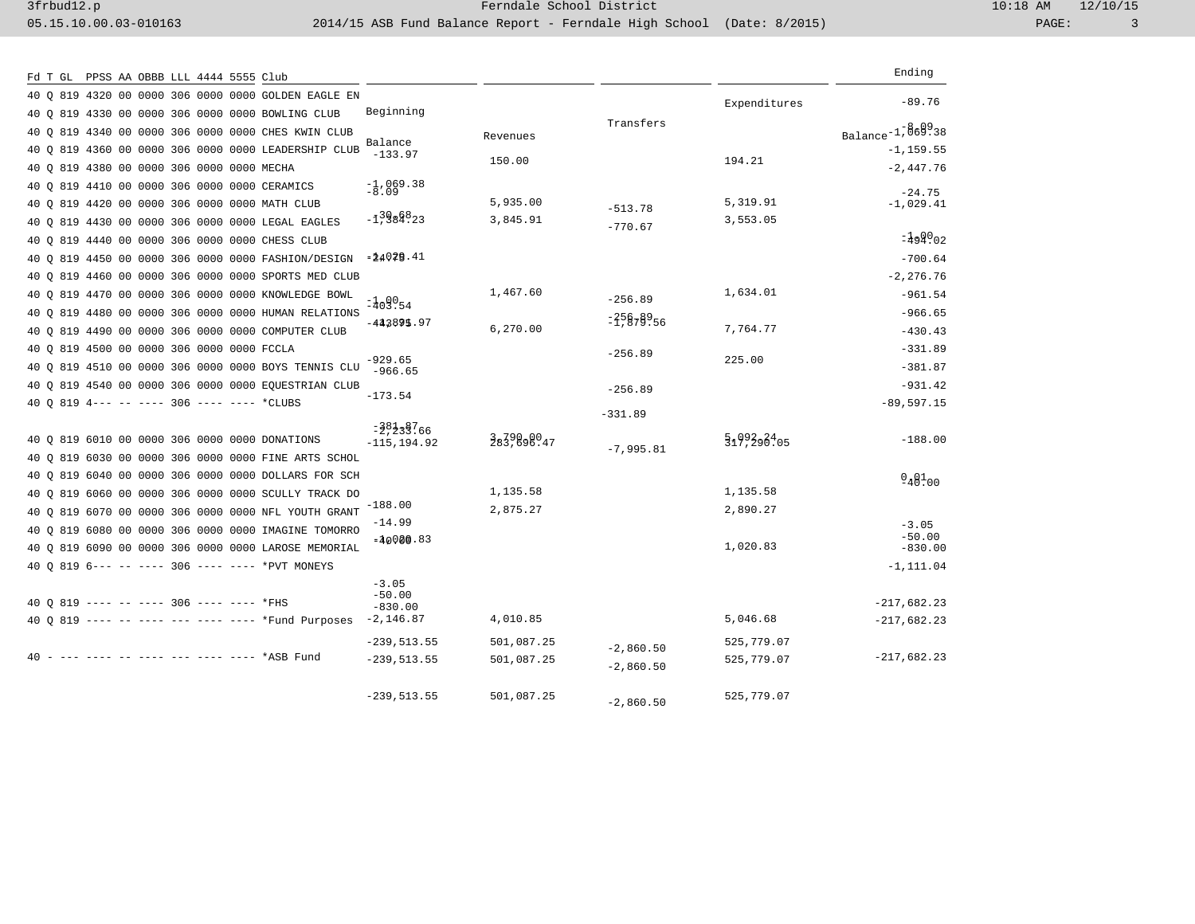| Fd T GL PPSS AA OBBB LLL 4444 5555 Club | Beginning Balance | Revenues | Transfers | Expenditures | Ending Balance |
|---|---|---|---|---|---|
| 40 Q 819 4320 00 0000 306 0000 0000 GOLDEN EAGLE EN | -133.97 | 150.00 | | 194.21 | -89.76 |
| 40 Q 819 4330 00 0000 306 0000 0000 BOWLING CLUB | -8.09 | | | | -8.09 |
| 40 Q 819 4340 00 0000 306 0000 0000 CHES KWIN CLUB | -1,069.38 | | | | -1,069.38 |
| 40 Q 819 4360 00 0000 306 0000 0000 LEADERSHIP CLUB | -30.68 | 5,935.00 | -513.78 | 5,319.91 | -1,159.55 |
| 40 Q 819 4380 00 0000 306 0000 0000 MECHA | -1,384.23 | 3,845.91 | -770.67 | 3,553.05 | -2,447.76 |
| 40 Q 819 4410 00 0000 306 0000 0000 CERAMICS | -24.75 | | | | -24.75 |
| 40 Q 819 4420 00 0000 306 0000 0000 MATH CLUB | -1,029.41 | | | | -1,029.41 |
| 40 Q 819 4430 00 0000 306 0000 0000 LEGAL EAGLES | -1.00 | | | | -1.00 |
| 40 Q 819 4440 00 0000 306 0000 0000 CHESS CLUB | -403.54 | 1,467.60 | -256.89 | 1,634.01 | -494.02 |
| 40 Q 819 4450 00 0000 306 0000 0000 FASHION/DESIGN | -443.75 | | -256.89 | | -700.64 |
| 40 Q 819 4460 00 0000 306 0000 0000 SPORTS MED CLUB | -1,891.97 | 6,270.00 | -1,879.56 | 7,764.77 | -2,276.76 |
| 40 Q 819 4470 00 0000 306 0000 0000 KNOWLEDGE BOWL | -929.65 | | -256.89 | 225.00 | -961.54 |
| 40 Q 819 4480 00 0000 306 0000 0000 HUMAN RELATIONS | -966.65 | | | | -966.65 |
| 40 Q 819 4490 00 0000 306 0000 0000 COMPUTER CLUB | -173.54 | | -256.89 | | -430.43 |
| 40 Q 819 4500 00 0000 306 0000 0000 FCCLA | | | -331.89 | | -331.89 |
| 40 Q 819 4510 00 0000 306 0000 0000 BOYS TENNIS CLU | -381.87 | | | | -381.87 |
| 40 Q 819 4540 00 0000 306 0000 0000 EQUESTRIAN CLUB | -2,233.66 | 3,790.00 | | 5,092.24 | -931.42 |
| 40 Q 819 4--- -- ---- 306 ---- ---- *CLUBS | -115,194.92 | 283,696.47 | -7,995.81 | 317,290.05 | -89,597.15 |
| 40 Q 819 6010 00 0000 306 0000 0000 DONATIONS | -188.00 | | | | -188.00 |
| 40 Q 819 6030 00 0000 306 0000 0000 FINE ARTS SCHOL | -40.00 | | | | -40.00 |
| 40 Q 819 6040 00 0000 306 0000 0000 DOLLARS FOR SCH | -3.05 | | | | -3.05 |
| 40 Q 819 6060 00 0000 306 0000 0000 SCULLY TRACK DO | -50.00 | 1,135.58 | | 1,135.58 | -50.00 |
| 40 Q 819 6070 00 0000 306 0000 0000 NFL YOUTH GRANT | -14.99 | 2,875.27 | | 2,890.27 | 0.01 |
| 40 Q 819 6080 00 0000 306 0000 0000 IMAGINE TOMORRO | -830.00 | | | | -830.00 |
| 40 Q 819 6090 00 0000 306 0000 0000 LAROSE MEMORIAL | -1,020.83 | | | 1,020.83 | |
| 40 Q 819 6--- -- ---- 306 ---- ---- *PVT MONEYS | -2,146.87 | 4,010.85 | | 5,046.68 | -1,111.04 |
| 40 Q 819 ---- -- ---- 306 ---- ---- *FHS | -239,513.55 | 501,087.25 | -2,860.50 | 525,779.07 | -217,682.23 |
| 40 Q 819 ---- -- ---- --- ---- ---- *Fund Purposes | -239,513.55 | 501,087.25 | -2,860.50 | 525,779.07 | -217,682.23 |
| 40 - --- ---- -- ---- --- ---- ---- *ASB Fund | -239,513.55 | 501,087.25 | -2,860.50 | 525,779.07 | -217,682.23 |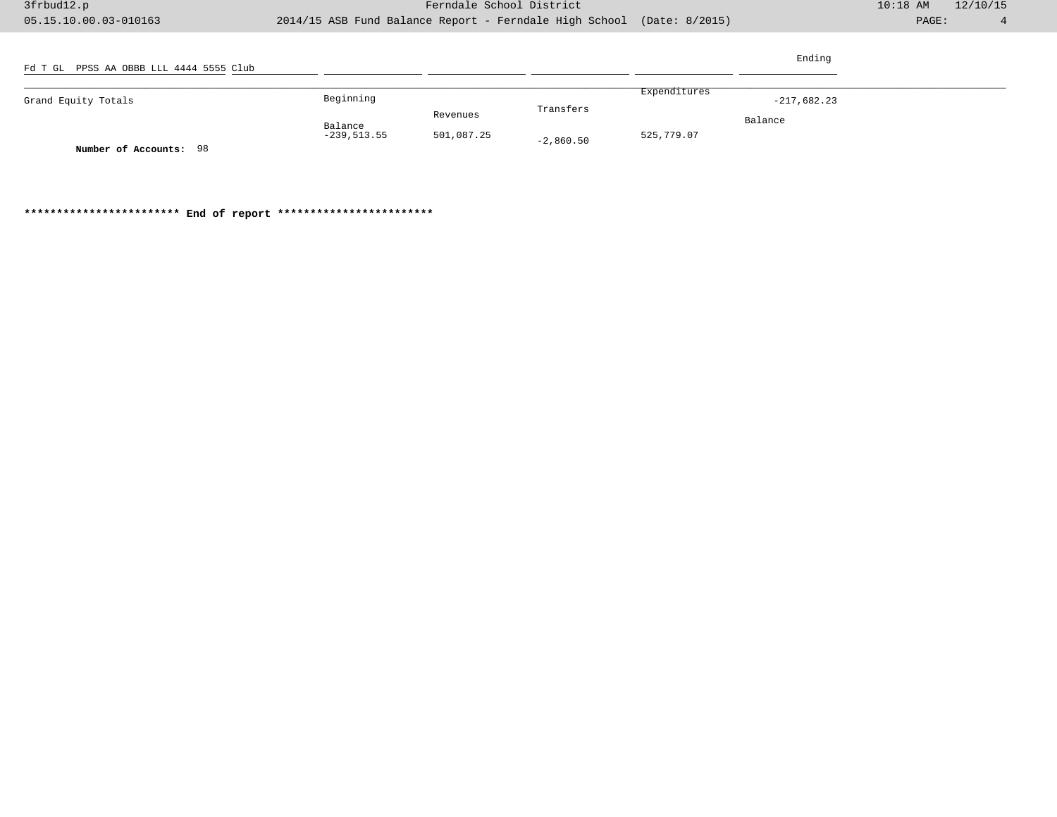| Fd T GL PPSS AA OBBB LLL 4444 5555 Club | Beginning Balance | Revenues | Transfers | Expenditures | Ending Balance |
|---|---|---|---|---|---|
| Grand Equity Totals | -239,513.55 | 501,087.25 | -2,860.50 | 525,779.07 | -217,682.23 |

**Number of Accounts:** 98

************************ **End of report** ************************